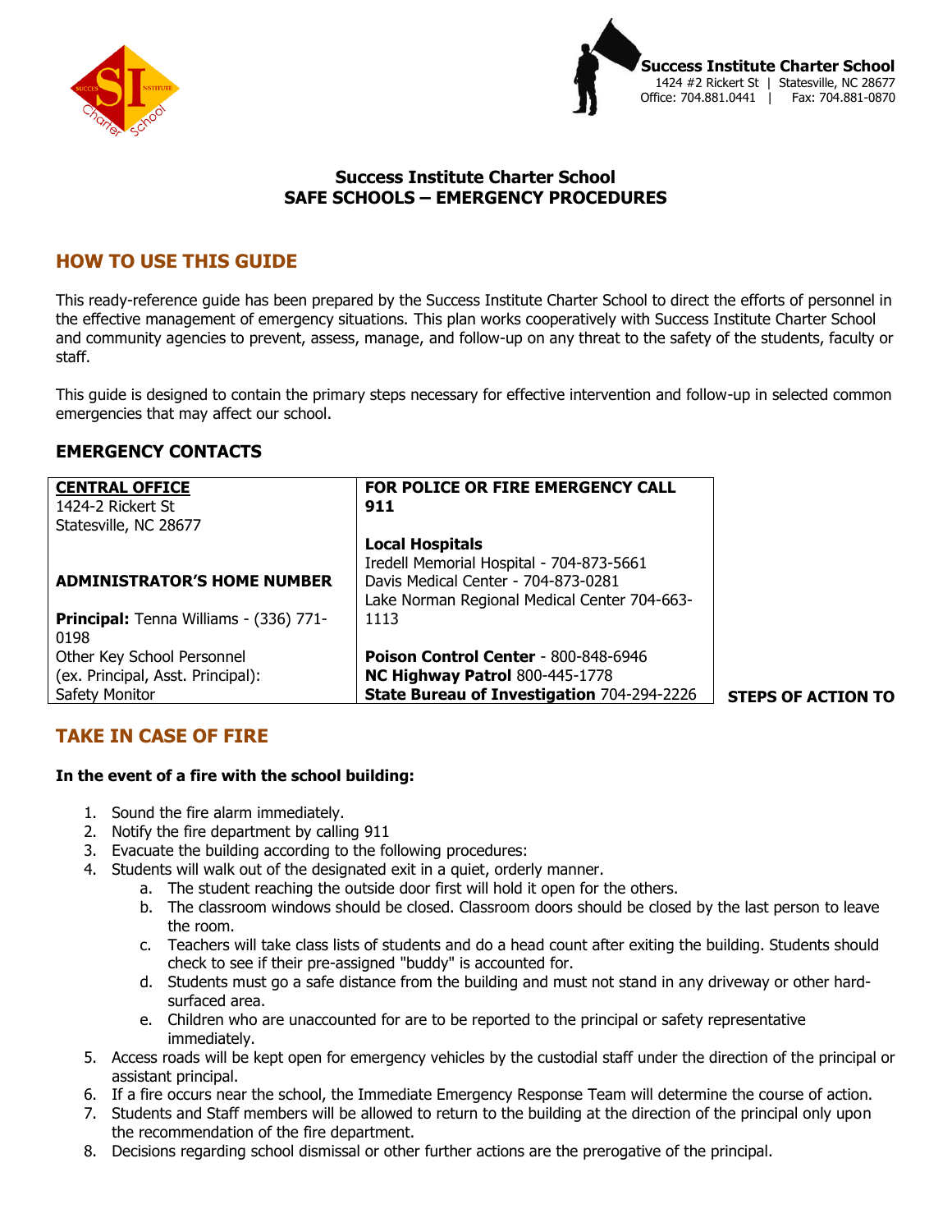**Success Institute Charter School**
1424 #2 Rickert St | Statesville, NC 28677
Office: 704.881.0441 | Fax: 704.881-0870

# Success Institute Charter School
# SAFE SCHOOLS – EMERGENCY PROCEDURES

## HOW TO USE THIS GUIDE

This ready-reference guide has been prepared by the Success Institute Charter School to direct the efforts of personnel in the effective management of emergency situations. This plan works cooperatively with Success Institute Charter School and community agencies to prevent, assess, manage, and follow-up on any threat to the safety of the students, faculty or staff.

This guide is designed to contain the primary steps necessary for effective intervention and follow-up in selected common emergencies that may affect our school.

### EMERGENCY CONTACTS

| | |
|---|---|
| **CENTRAL OFFICE**<br>1424-2 Rickert St<br>Statesville, NC 28677<br><br>**ADMINISTRATOR'S HOME NUMBER**<br><br>**Principal:** Tenna Williams - (336) 771-0198<br>Other Key School Personnel (ex. Principal, Asst. Principal):<br>Safety Monitor | **FOR POLICE OR FIRE EMERGENCY CALL 911**<br><br>**Local Hospitals**<br>Iredell Memorial Hospital - 704-873-5661<br>Davis Medical Center - 704-873-0281<br>Lake Norman Regional Medical Center 704-663-1113<br><br>**Poison Control Center** - 800-848-6946<br>**NC Highway Patrol** 800-445-1778<br>**State Bureau of Investigation** 704-294-2226 |

## STEPS OF ACTION TO TAKE IN CASE OF FIRE

**In the event of a fire with the school building:**

1. Sound the fire alarm immediately.
2. Notify the fire department by calling 911
3. Evacuate the building according to the following procedures:
4. Students will walk out of the designated exit in a quiet, orderly manner.
   a. The student reaching the outside door first will hold it open for the others.
   b. The classroom windows should be closed. Classroom doors should be closed by the last person to leave the room.
   c. Teachers will take class lists of students and do a head count after exiting the building. Students should check to see if their pre-assigned "buddy" is accounted for.
   d. Students must go a safe distance from the building and must not stand in any driveway or other hard-surfaced area.
   e. Children who are unaccounted for are to be reported to the principal or safety representative immediately.
5. Access roads will be kept open for emergency vehicles by the custodial staff under the direction of the principal or assistant principal.
6. If a fire occurs near the school, the Immediate Emergency Response Team will determine the course of action.
7. Students and Staff members will be allowed to return to the building at the direction of the principal only upon the recommendation of the fire department.
8. Decisions regarding school dismissal or other further actions are the prerogative of the principal.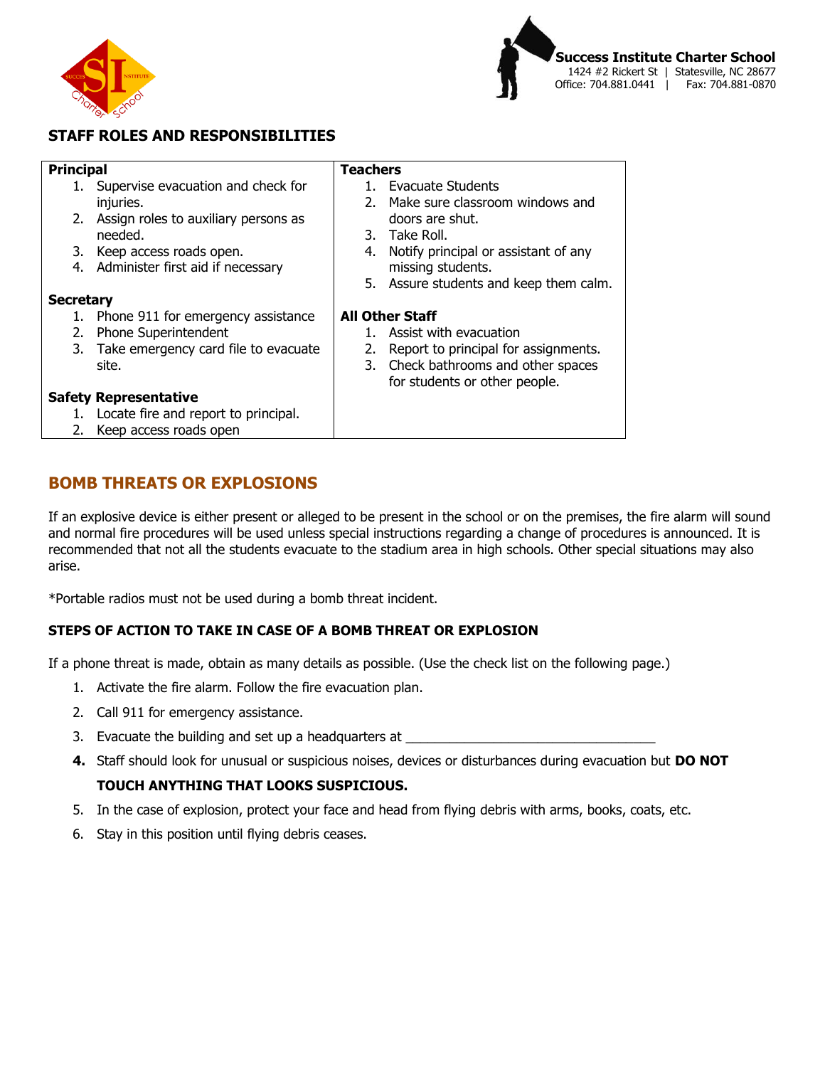## STAFF ROLES AND RESPONSIBILITIES

**Principal**

1. Supervise evacuation and check for injuries.
2. Assign roles to auxiliary persons as needed.
3. Keep access roads open.
4. Administer first aid if necessary

**Secretary**

1. Phone 911 for emergency assistance
2. Phone Superintendent
3. Take emergency card file to evacuate site.

**Safety Representative**

1. Locate fire and report to principal.
2. Keep access roads open

**Teachers**

1. Evacuate Students
2. Make sure classroom windows and doors are shut.
3. Take Roll.
4. Notify principal or assistant of any missing students.
5. Assure students and keep them calm.

**All Other Staff**

1. Assist with evacuation
2. Report to principal for assignments.
3. Check bathrooms and other spaces for students or other people.

## BOMB THREATS OR EXPLOSIONS

If an explosive device is either present or alleged to be present in the school or on the premises, the fire alarm will sound and normal fire procedures will be used unless special instructions regarding a change of procedures is announced. It is recommended that not all the students evacuate to the stadium area in high schools. Other special situations may also arise.

*Portable radios must not be used during a bomb threat incident.

### STEPS OF ACTION TO TAKE IN CASE OF A BOMB THREAT OR EXPLOSION

If a phone threat is made, obtain as many details as possible. (Use the check list on the following page.)

1. Activate the fire alarm. Follow the fire evacuation plan.
2. Call 911 for emergency assistance.
3. Evacuate the building and set up a headquarters at ________________________________
4. Staff should look for unusual or suspicious noises, devices or disturbances during evacuation but **DO NOT TOUCH ANYTHING THAT LOOKS SUSPICIOUS.**
5. In the case of explosion, protect your face and head from flying debris with arms, books, coats, etc.
6. Stay in this position until flying debris ceases.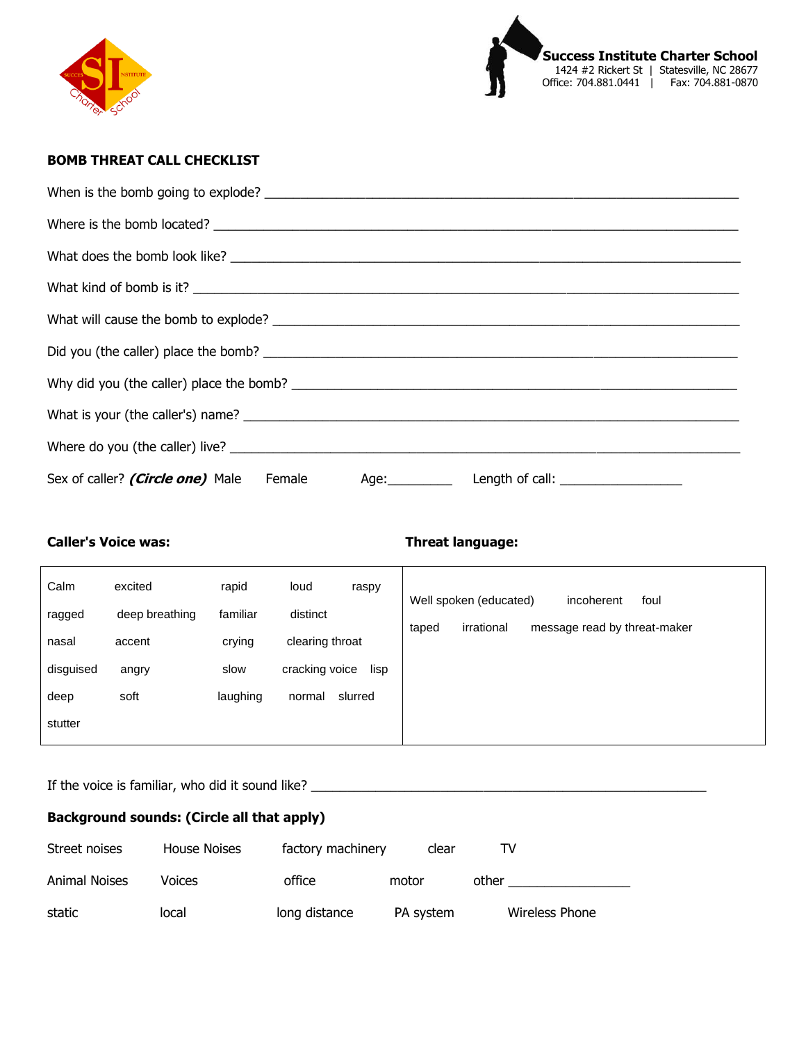**Success Institute Charter School**
1424 #2 Rickert St | Statesville, NC 28677
Office: 704.881.0441 | Fax: 704.881-0870

## BOMB THREAT CALL CHECKLIST

When is the bomb going to explode? ______________________________________________________________

Where is the bomb located? ______________________________________________________________

What does the bomb look like? ______________________________________________________________

What kind of bomb is it? ______________________________________________________________

What will cause the bomb to explode? ______________________________________________________________

Did you (the caller) place the bomb? ______________________________________________________________

Why did you (the caller) place the bomb? ______________________________________________________________

What is your (the caller's) name? ______________________________________________________________

Where do you (the caller) live? ______________________________________________________________

Sex of caller? ***(Circle one)*** Male Female Age:_________ Length of call: _________________

| **Caller's Voice was:** | **Threat language:** |
|---|---|
| Calm, excited, rapid, loud, raspy, ragged, deep breathing, familiar, distinct, nasal, accent, crying, clearing throat, disguised, angry, slow, cracking voice, lisp, deep, soft, laughing, normal, slurred, stutter | Well spoken (educated), incoherent, foul, taped, irrational, message read by threat-maker |

If the voice is familiar, who did it sound like? ______________________________________________________________

**Background sounds: (Circle all that apply)**

Street noises House Noises factory machinery clear TV

Animal Noises Voices office motor other _________________

static local long distance PA system Wireless Phone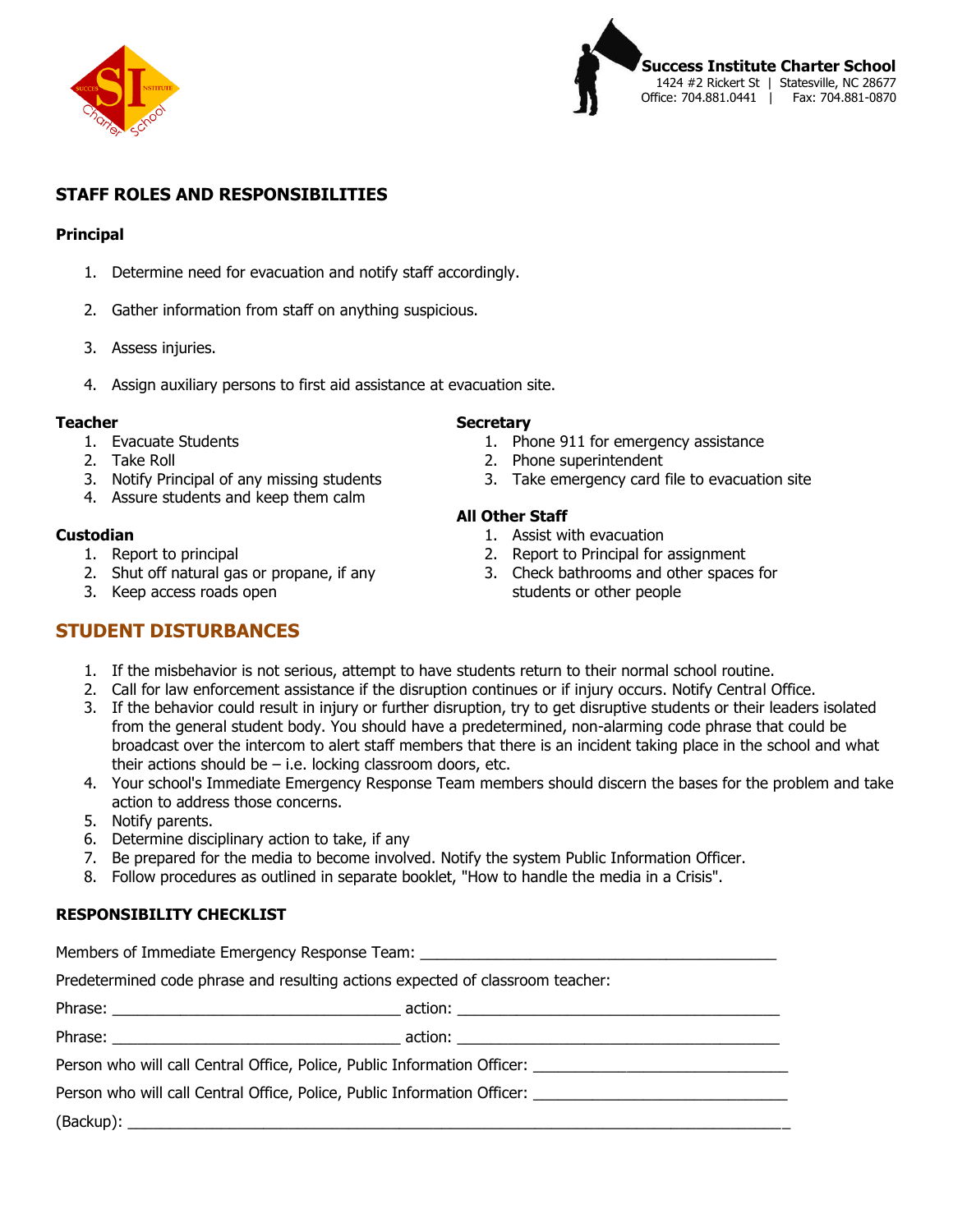## STAFF ROLES AND RESPONSIBILITIES

### Principal

1. Determine need for evacuation and notify staff accordingly.
2. Gather information from staff on anything suspicious.
3. Assess injuries.
4. Assign auxiliary persons to first aid assistance at evacuation site.

### Teacher

1. Evacuate Students
2. Take Roll
3. Notify Principal of any missing students
4. Assure students and keep them calm

### Custodian

1. Report to principal
2. Shut off natural gas or propane, if any
3. Keep access roads open

### Secretary

1. Phone 911 for emergency assistance
2. Phone superintendent
3. Take emergency card file to evacuation site

### All Other Staff

1. Assist with evacuation
2. Report to Principal for assignment
3. Check bathrooms and other spaces for students or other people

## STUDENT DISTURBANCES

1. If the misbehavior is not serious, attempt to have students return to their normal school routine.
2. Call for law enforcement assistance if the disruption continues or if injury occurs. Notify Central Office.
3. If the behavior could result in injury or further disruption, try to get disruptive students or their leaders isolated from the general student body. You should have a predetermined, non-alarming code phrase that could be broadcast over the intercom to alert staff members that there is an incident taking place in the school and what their actions should be – i.e. locking classroom doors, etc.
4. Your school's Immediate Emergency Response Team members should discern the bases for the problem and take action to address those concerns.
5. Notify parents.
6. Determine disciplinary action to take, if any
7. Be prepared for the media to become involved. Notify the system Public Information Officer.
8. Follow procedures as outlined in separate booklet, "How to handle the media in a Crisis".

### RESPONSIBILITY CHECKLIST

Members of Immediate Emergency Response Team: ___________________________________________

Predetermined code phrase and resulting actions expected of classroom teacher:

Phrase: ___________________________________ action: _______________________________________

Phrase: ___________________________________ action: _______________________________________

Person who will call Central Office, Police, Public Information Officer: _______________________________

Person who will call Central Office, Police, Public Information Officer: _______________________________

(Backup): ________________________________________________________________________________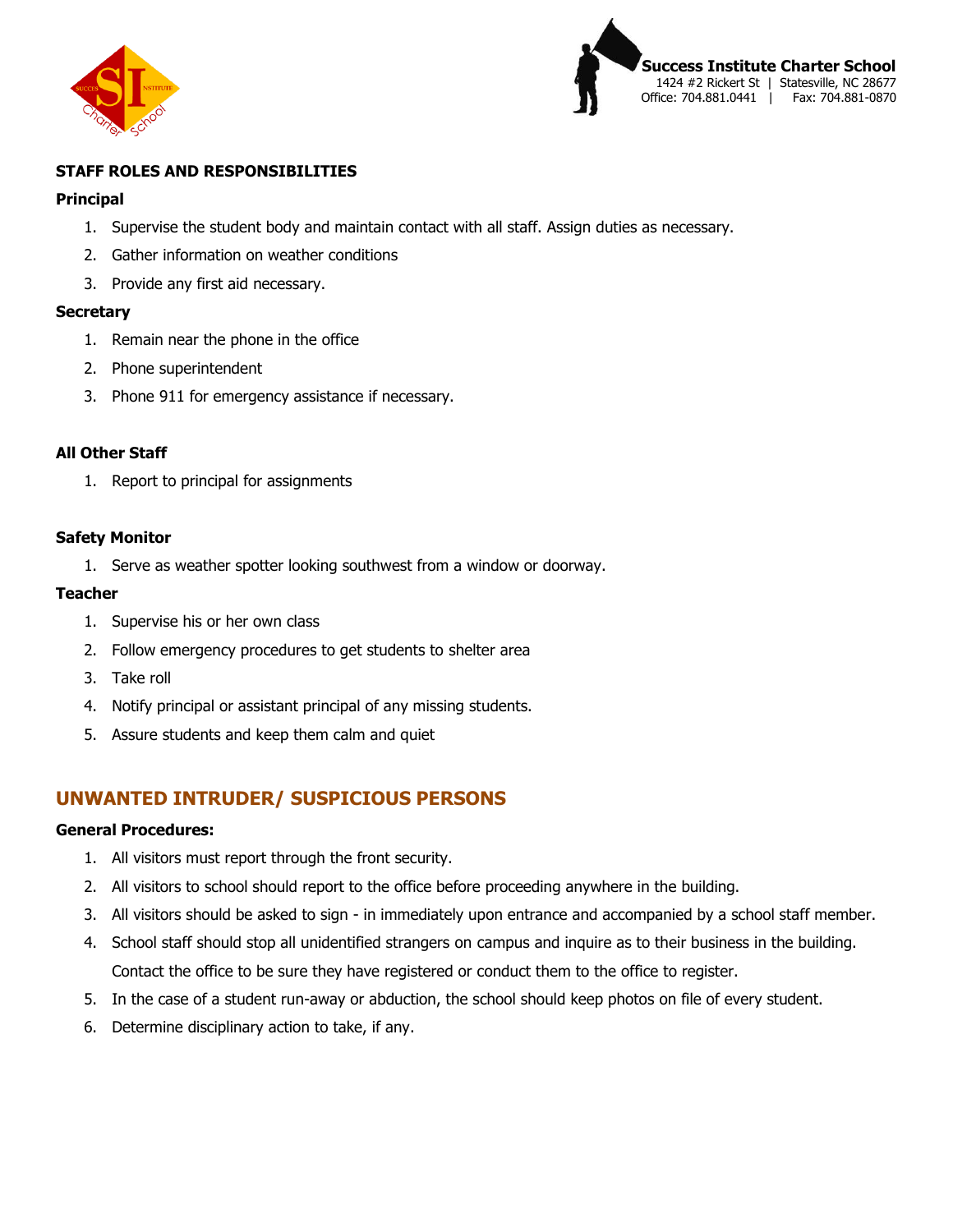**STAFF ROLES AND RESPONSIBILITIES**

**Principal**

1. Supervise the student body and maintain contact with all staff. Assign duties as necessary.
2. Gather information on weather conditions
3. Provide any first aid necessary.

**Secretary**

1. Remain near the phone in the office
2. Phone superintendent
3. Phone 911 for emergency assistance if necessary.

**All Other Staff**

1. Report to principal for assignments

**Safety Monitor**

1. Serve as weather spotter looking southwest from a window or doorway.

**Teacher**

1. Supervise his or her own class
2. Follow emergency procedures to get students to shelter area
3. Take roll
4. Notify principal or assistant principal of any missing students.
5. Assure students and keep them calm and quiet

## UNWANTED INTRUDER/ SUSPICIOUS PERSONS

**General Procedures:**

1. All visitors must report through the front security.
2. All visitors to school should report to the office before proceeding anywhere in the building.
3. All visitors should be asked to sign - in immediately upon entrance and accompanied by a school staff member.
4. School staff should stop all unidentified strangers on campus and inquire as to their business in the building. Contact the office to be sure they have registered or conduct them to the office to register.
5. In the case of a student run-away or abduction, the school should keep photos on file of every student.
6. Determine disciplinary action to take, if any.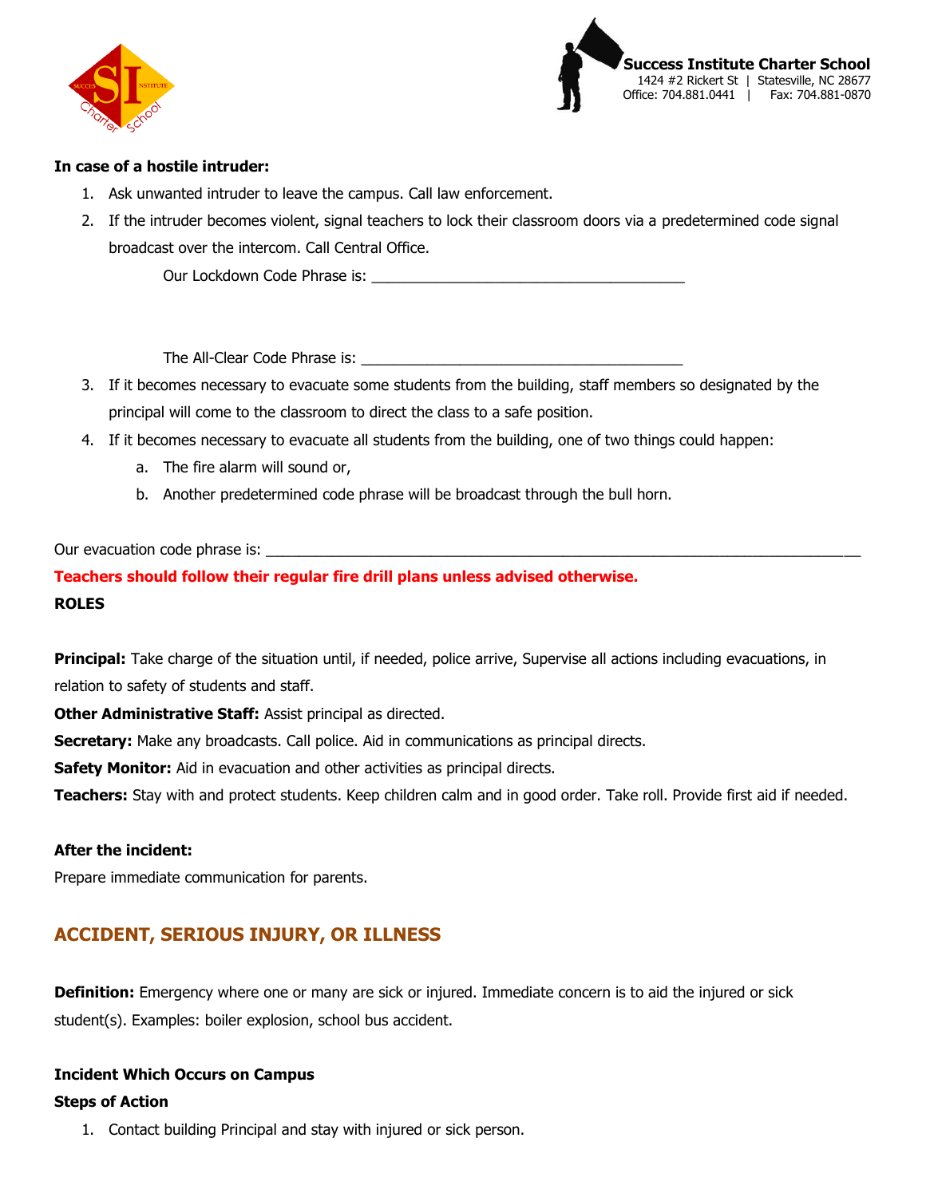**In case of a hostile intruder:**

1. Ask unwanted intruder to leave the campus. Call law enforcement.
2. If the intruder becomes violent, signal teachers to lock their classroom doors via a predetermined code signal broadcast over the intercom. Call Central Office.

   Our Lockdown Code Phrase is: _______________________________________

   The All-Clear Code Phrase is: _______________________________________
3. If it becomes necessary to evacuate some students from the building, staff members so designated by the principal will come to the classroom to direct the class to a safe position.
4. If it becomes necessary to evacuate all students from the building, one of two things could happen:
   a. The fire alarm will sound or,
   b. Another predetermined code phrase will be broadcast through the bull horn.

Our evacuation code phrase is: ___________________________________________________________________________

**Teachers should follow their regular fire drill plans unless advised otherwise.**

**ROLES**

**Principal:** Take charge of the situation until, if needed, police arrive, Supervise all actions including evacuations, in relation to safety of students and staff.

**Other Administrative Staff:** Assist principal as directed.

**Secretary:** Make any broadcasts. Call police. Aid in communications as principal directs.

**Safety Monitor:** Aid in evacuation and other activities as principal directs.

**Teachers:** Stay with and protect students. Keep children calm and in good order. Take roll. Provide first aid if needed.

**After the incident:**

Prepare immediate communication for parents.

## ACCIDENT, SERIOUS INJURY, OR ILLNESS

**Definition:** Emergency where one or many are sick or injured. Immediate concern is to aid the injured or sick student(s). Examples: boiler explosion, school bus accident.

**Incident Which Occurs on Campus**

**Steps of Action**

1. Contact building Principal and stay with injured or sick person.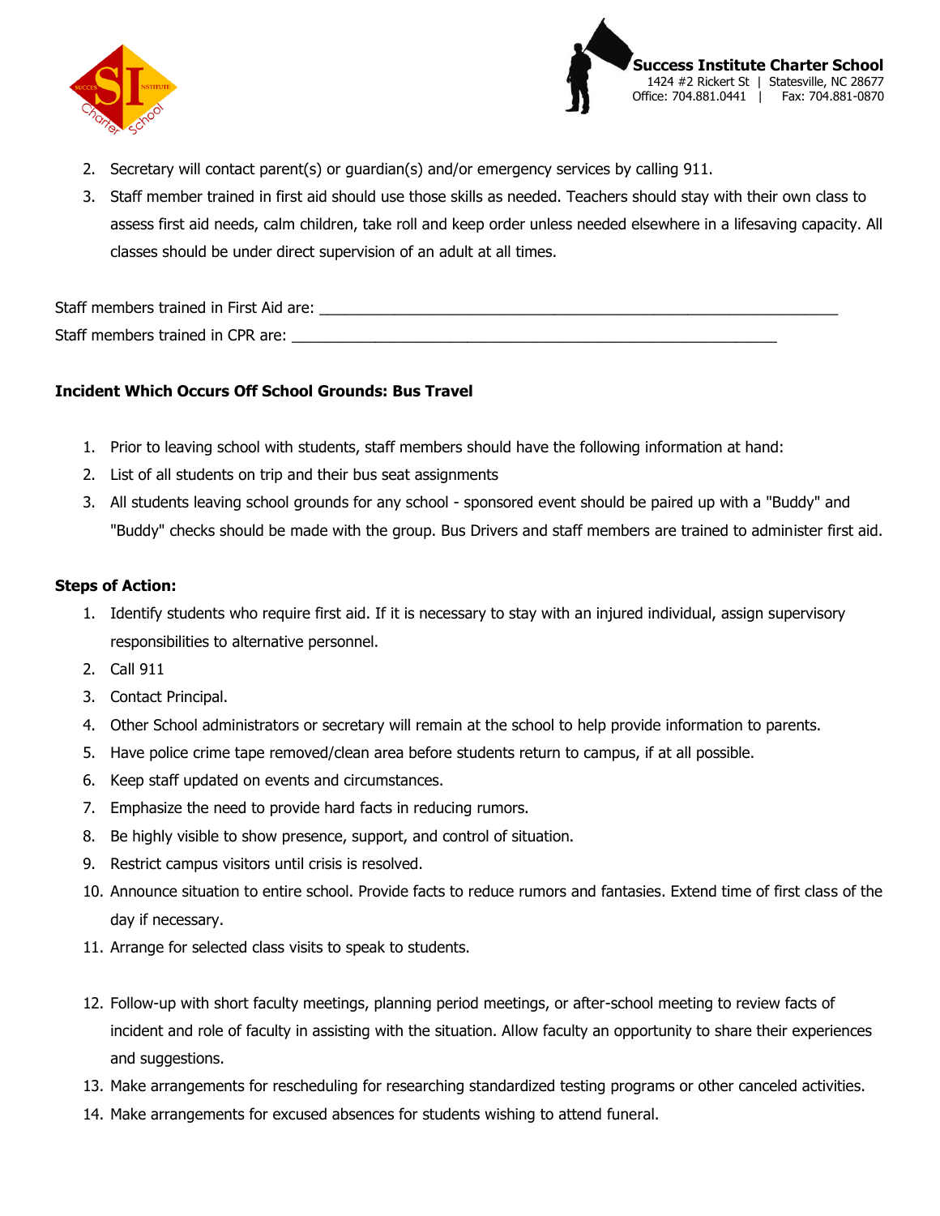2. Secretary will contact parent(s) or guardian(s) and/or emergency services by calling 911.
3. Staff member trained in first aid should use those skills as needed. Teachers should stay with their own class to assess first aid needs, calm children, take roll and keep order unless needed elsewhere in a lifesaving capacity. All classes should be under direct supervision of an adult at all times.

Staff members trained in First Aid are: ________________________________________________________________

Staff members trained in CPR are: ____________________________________________________________

**Incident Which Occurs Off School Grounds: Bus Travel**

1. Prior to leaving school with students, staff members should have the following information at hand:
2. List of all students on trip and their bus seat assignments
3. All students leaving school grounds for any school - sponsored event should be paired up with a "Buddy" and "Buddy" checks should be made with the group. Bus Drivers and staff members are trained to administer first aid.

**Steps of Action:**

1. Identify students who require first aid. If it is necessary to stay with an injured individual, assign supervisory responsibilities to alternative personnel.
2. Call 911
3. Contact Principal.
4. Other School administrators or secretary will remain at the school to help provide information to parents.
5. Have police crime tape removed/clean area before students return to campus, if at all possible.
6. Keep staff updated on events and circumstances.
7. Emphasize the need to provide hard facts in reducing rumors.
8. Be highly visible to show presence, support, and control of situation.
9. Restrict campus visitors until crisis is resolved.
10. Announce situation to entire school. Provide facts to reduce rumors and fantasies. Extend time of first class of the day if necessary.
11. Arrange for selected class visits to speak to students.
12. Follow-up with short faculty meetings, planning period meetings, or after-school meeting to review facts of incident and role of faculty in assisting with the situation. Allow faculty an opportunity to share their experiences and suggestions.
13. Make arrangements for rescheduling for researching standardized testing programs or other canceled activities.
14. Make arrangements for excused absences for students wishing to attend funeral.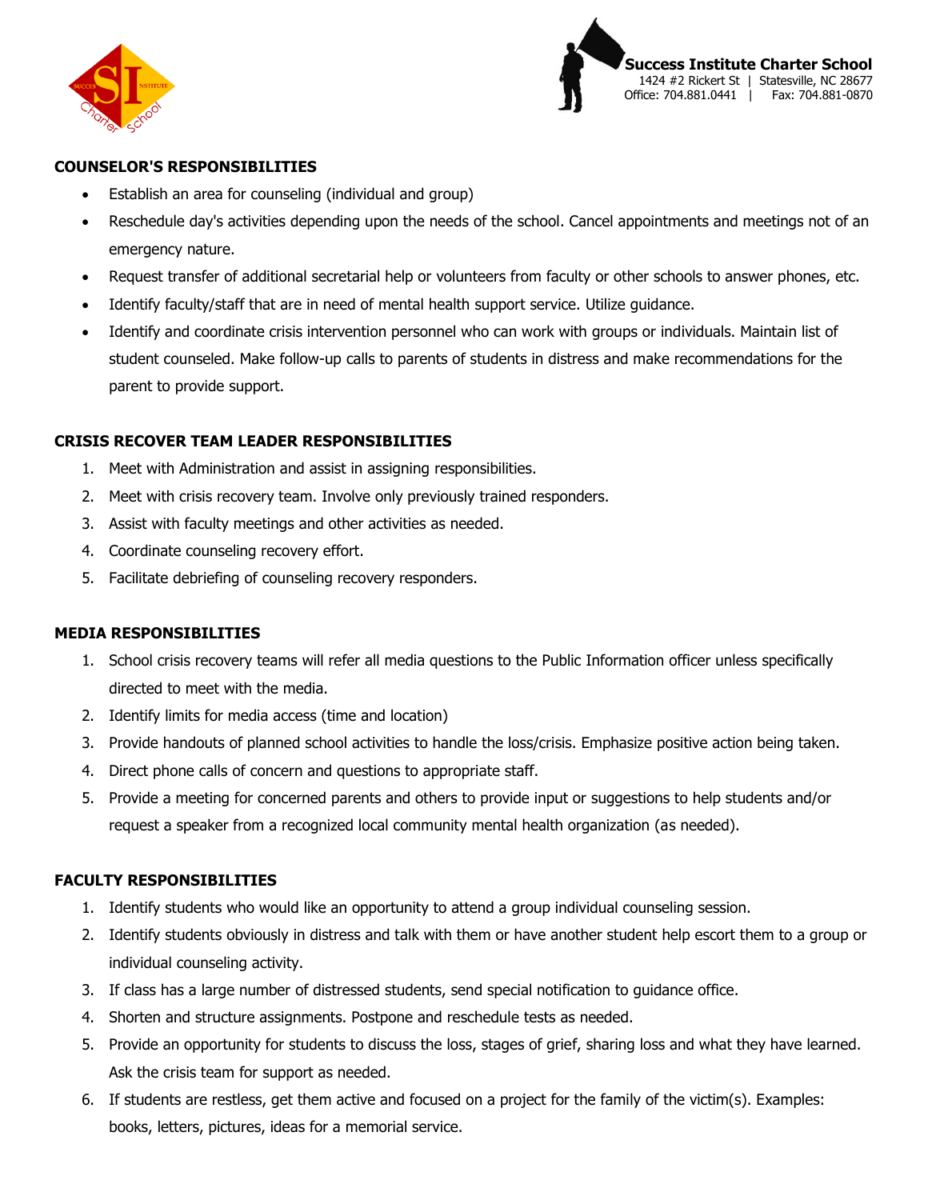**Success Institute Charter School**
1424 #2 Rickert St | Statesville, NC 28677
Office: 704.881.0441 | Fax: 704.881-0870

**COUNSELOR'S RESPONSIBILITIES**

- Establish an area for counseling (individual and group)
- Reschedule day's activities depending upon the needs of the school. Cancel appointments and meetings not of an emergency nature.
- Request transfer of additional secretarial help or volunteers from faculty or other schools to answer phones, etc.
- Identify faculty/staff that are in need of mental health support service. Utilize guidance.
- Identify and coordinate crisis intervention personnel who can work with groups or individuals. Maintain list of student counseled. Make follow-up calls to parents of students in distress and make recommendations for the parent to provide support.

**CRISIS RECOVER TEAM LEADER RESPONSIBILITIES**

1. Meet with Administration and assist in assigning responsibilities.
2. Meet with crisis recovery team. Involve only previously trained responders.
3. Assist with faculty meetings and other activities as needed.
4. Coordinate counseling recovery effort.
5. Facilitate debriefing of counseling recovery responders.

**MEDIA RESPONSIBILITIES**

1. School crisis recovery teams will refer all media questions to the Public Information officer unless specifically directed to meet with the media.
2. Identify limits for media access (time and location)
3. Provide handouts of planned school activities to handle the loss/crisis. Emphasize positive action being taken.
4. Direct phone calls of concern and questions to appropriate staff.
5. Provide a meeting for concerned parents and others to provide input or suggestions to help students and/or request a speaker from a recognized local community mental health organization (as needed).

**FACULTY RESPONSIBILITIES**

1. Identify students who would like an opportunity to attend a group individual counseling session.
2. Identify students obviously in distress and talk with them or have another student help escort them to a group or individual counseling activity.
3. If class has a large number of distressed students, send special notification to guidance office.
4. Shorten and structure assignments. Postpone and reschedule tests as needed.
5. Provide an opportunity for students to discuss the loss, stages of grief, sharing loss and what they have learned. Ask the crisis team for support as needed.
6. If students are restless, get them active and focused on a project for the family of the victim(s). Examples: books, letters, pictures, ideas for a memorial service.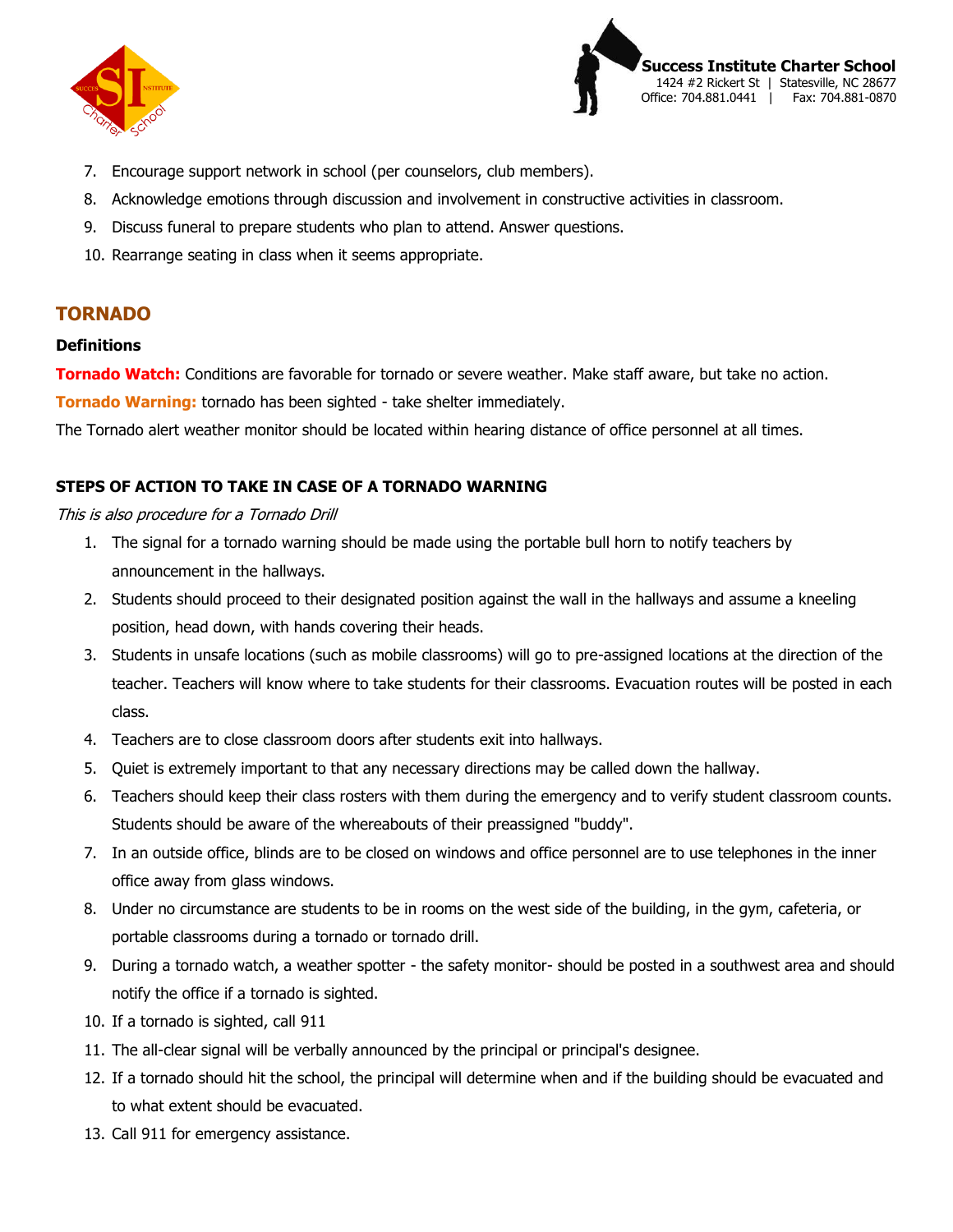7. Encourage support network in school (per counselors, club members).
8. Acknowledge emotions through discussion and involvement in constructive activities in classroom.
9. Discuss funeral to prepare students who plan to attend. Answer questions.
10. Rearrange seating in class when it seems appropriate.

## TORNADO

**Definitions**

**Tornado Watch:** Conditions are favorable for tornado or severe weather. Make staff aware, but take no action.

**Tornado Warning:** tornado has been sighted - take shelter immediately.

The Tornado alert weather monitor should be located within hearing distance of office personnel at all times.

### STEPS OF ACTION TO TAKE IN CASE OF A TORNADO WARNING

*This is also procedure for a Tornado Drill*

1. The signal for a tornado warning should be made using the portable bull horn to notify teachers by announcement in the hallways.
2. Students should proceed to their designated position against the wall in the hallways and assume a kneeling position, head down, with hands covering their heads.
3. Students in unsafe locations (such as mobile classrooms) will go to pre-assigned locations at the direction of the teacher. Teachers will know where to take students for their classrooms. Evacuation routes will be posted in each class.
4. Teachers are to close classroom doors after students exit into hallways.
5. Quiet is extremely important to that any necessary directions may be called down the hallway.
6. Teachers should keep their class rosters with them during the emergency and to verify student classroom counts. Students should be aware of the whereabouts of their preassigned "buddy".
7. In an outside office, blinds are to be closed on windows and office personnel are to use telephones in the inner office away from glass windows.
8. Under no circumstance are students to be in rooms on the west side of the building, in the gym, cafeteria, or portable classrooms during a tornado or tornado drill.
9. During a tornado watch, a weather spotter - the safety monitor- should be posted in a southwest area and should notify the office if a tornado is sighted.
10. If a tornado is sighted, call 911
11. The all-clear signal will be verbally announced by the principal or principal's designee.
12. If a tornado should hit the school, the principal will determine when and if the building should be evacuated and to what extent should be evacuated.
13. Call 911 for emergency assistance.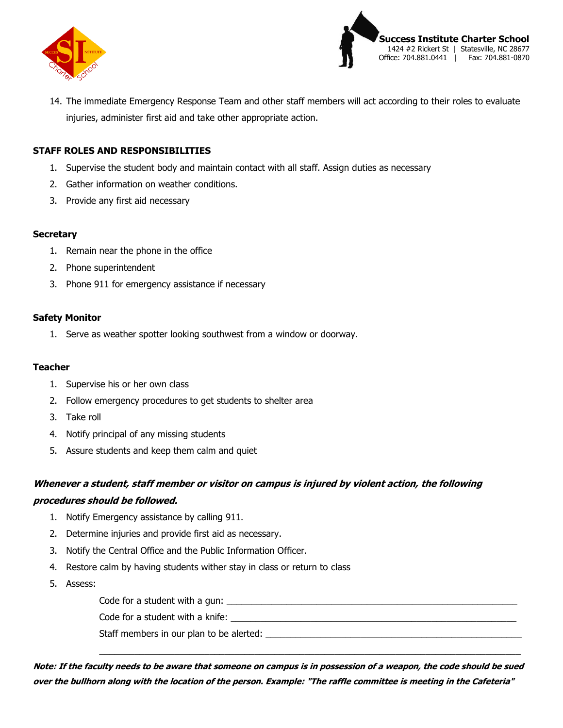14. The immediate Emergency Response Team and other staff members will act according to their roles to evaluate injuries, administer first aid and take other appropriate action.

**STAFF ROLES AND RESPONSIBILITIES**

1. Supervise the student body and maintain contact with all staff. Assign duties as necessary
2. Gather information on weather conditions.
3. Provide any first aid necessary

**Secretary**

1. Remain near the phone in the office
2. Phone superintendent
3. Phone 911 for emergency assistance if necessary

**Safety Monitor**

1. Serve as weather spotter looking southwest from a window or doorway.

**Teacher**

1. Supervise his or her own class
2. Follow emergency procedures to get students to shelter area
3. Take roll
4. Notify principal of any missing students
5. Assure students and keep them calm and quiet

***Whenever a student, staff member or visitor on campus is injured by violent action, the following procedures should be followed.***

1. Notify Emergency assistance by calling 911.
2. Determine injuries and provide first aid as necessary.
3. Notify the Central Office and the Public Information Officer.
4. Restore calm by having students wither stay in class or return to class
5. Assess:

   Code for a student with a gun: ____________________________________________________________

   Code for a student with a knife: ____________________________________________________________

   Staff members in our plan to be alerted: ______________________________________________________

   ____________________________________________________________________________________

***Note: If the faculty needs to be aware that someone on campus is in possession of a weapon, the code should be sued over the bullhorn along with the location of the person. Example: "The raffle committee is meeting in the Cafeteria"***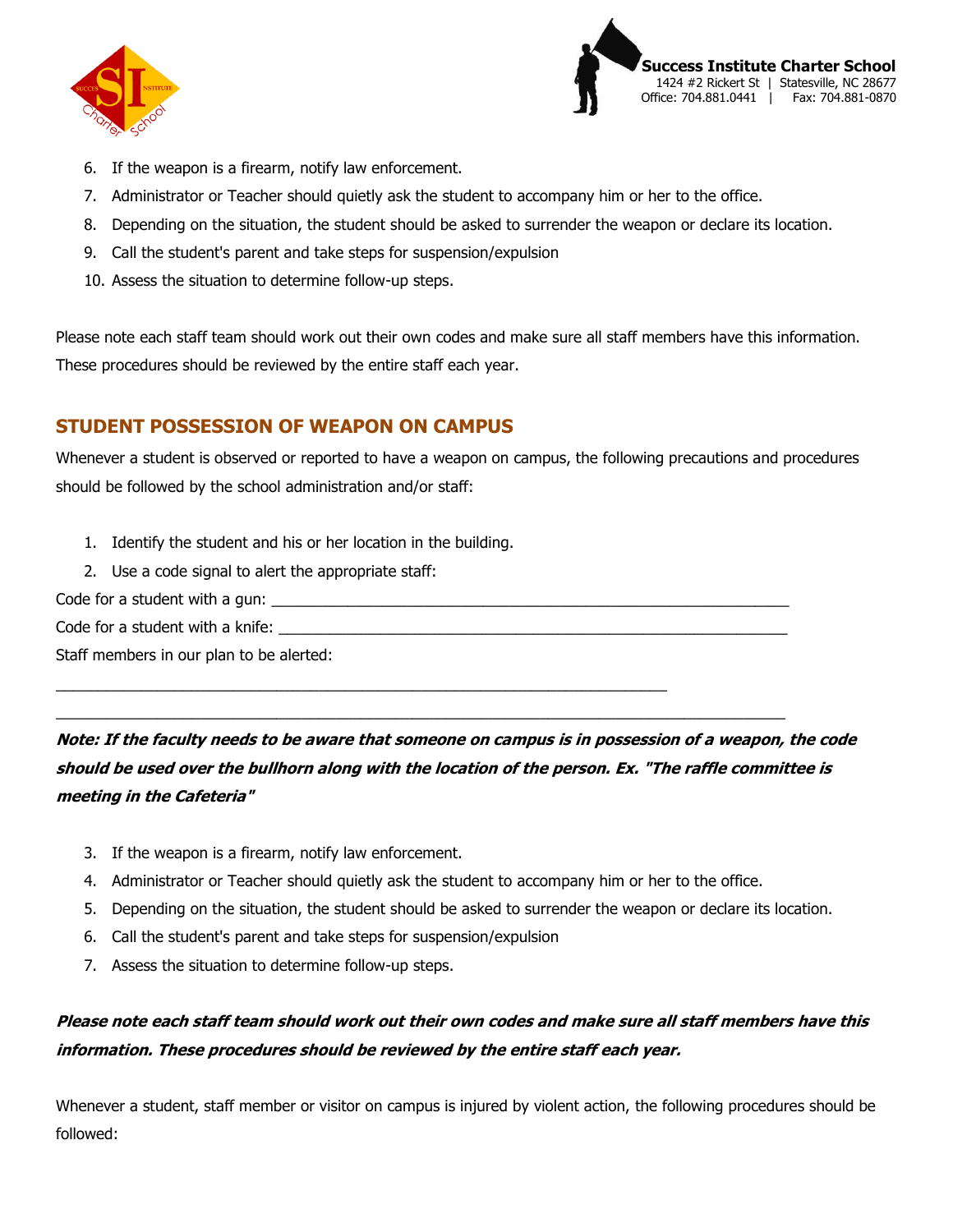6. If the weapon is a firearm, notify law enforcement.
7. Administrator or Teacher should quietly ask the student to accompany him or her to the office.
8. Depending on the situation, the student should be asked to surrender the weapon or declare its location.
9. Call the student's parent and take steps for suspension/expulsion
10. Assess the situation to determine follow-up steps.

Please note each staff team should work out their own codes and make sure all staff members have this information. These procedures should be reviewed by the entire staff each year.

## STUDENT POSSESSION OF WEAPON ON CAMPUS

Whenever a student is observed or reported to have a weapon on campus, the following precautions and procedures should be followed by the school administration and/or staff:

1. Identify the student and his or her location in the building.
2. Use a code signal to alert the appropriate staff:

Code for a student with a gun: _______________________________________________________________

Code for a student with a knife: _______________________________________________________________

Staff members in our plan to be alerted:

_________________________________________________________________________

_______________________________________________________________________________________

***Note: If the faculty needs to be aware that someone on campus is in possession of a weapon, the code should be used over the bullhorn along with the location of the person. Ex. "The raffle committee is meeting in the Cafeteria"***

3. If the weapon is a firearm, notify law enforcement.
4. Administrator or Teacher should quietly ask the student to accompany him or her to the office.
5. Depending on the situation, the student should be asked to surrender the weapon or declare its location.
6. Call the student's parent and take steps for suspension/expulsion
7. Assess the situation to determine follow-up steps.

***Please note each staff team should work out their own codes and make sure all staff members have this information. These procedures should be reviewed by the entire staff each year.***

Whenever a student, staff member or visitor on campus is injured by violent action, the following procedures should be followed: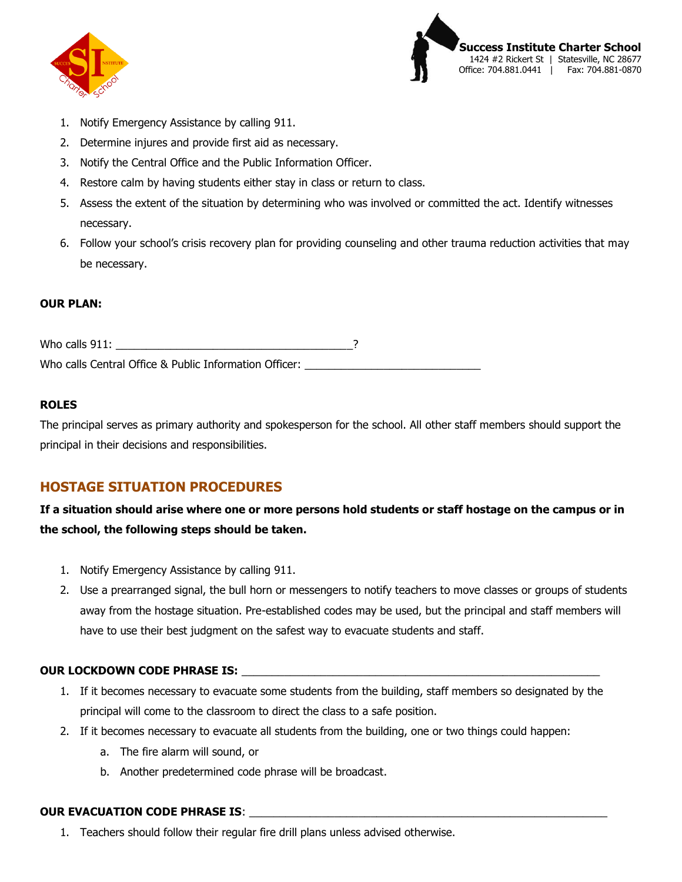1. Notify Emergency Assistance by calling 911.
2. Determine injures and provide first aid as necessary.
3. Notify the Central Office and the Public Information Officer.
4. Restore calm by having students either stay in class or return to class.
5. Assess the extent of the situation by determining who was involved or committed the act. Identify witnesses necessary.
6. Follow your school's crisis recovery plan for providing counseling and other trauma reduction activities that may be necessary.

**OUR PLAN:**

Who calls 911: ________________________________________?

Who calls Central Office & Public Information Officer: ______________________________

**ROLES**

The principal serves as primary authority and spokesperson for the school. All other staff members should support the principal in their decisions and responsibilities.

## HOSTAGE SITUATION PROCEDURES

**If a situation should arise where one or more persons hold students or staff hostage on the campus or in the school, the following steps should be taken.**

1. Notify Emergency Assistance by calling 911.
2. Use a prearranged signal, the bull horn or messengers to notify teachers to move classes or groups of students away from the hostage situation. Pre-established codes may be used, but the principal and staff members will have to use their best judgment on the safest way to evacuate students and staff.

**OUR LOCKDOWN CODE PHRASE IS:** ____________________________________________________________

1. If it becomes necessary to evacuate some students from the building, staff members so designated by the principal will come to the classroom to direct the class to a safe position.
2. If it becomes necessary to evacuate all students from the building, one or two things could happen:
   a. The fire alarm will sound, or
   b. Another predetermined code phrase will be broadcast.

**OUR EVACUATION CODE PHRASE IS**: ____________________________________________________________

1. Teachers should follow their regular fire drill plans unless advised otherwise.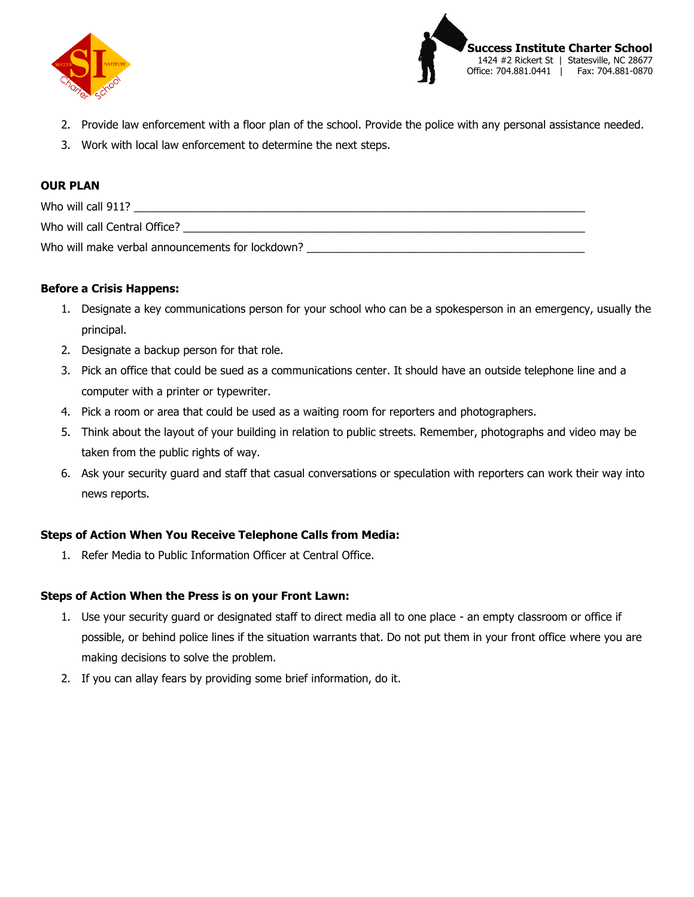2. Provide law enforcement with a floor plan of the school. Provide the police with any personal assistance needed.
3. Work with local law enforcement to determine the next steps.

**OUR PLAN**

Who will call 911? ___________________________________________________________________________

Who will call Central Office? ____________________________________________________________________

Who will make verbal announcements for lockdown? _____________________________________________

**Before a Crisis Happens:**

1. Designate a key communications person for your school who can be a spokesperson in an emergency, usually the principal.
2. Designate a backup person for that role.
3. Pick an office that could be sued as a communications center. It should have an outside telephone line and a computer with a printer or typewriter.
4. Pick a room or area that could be used as a waiting room for reporters and photographers.
5. Think about the layout of your building in relation to public streets. Remember, photographs and video may be taken from the public rights of way.
6. Ask your security guard and staff that casual conversations or speculation with reporters can work their way into news reports.

**Steps of Action When You Receive Telephone Calls from Media:**

1. Refer Media to Public Information Officer at Central Office.

**Steps of Action When the Press is on your Front Lawn:**

1. Use your security guard or designated staff to direct media all to one place - an empty classroom or office if possible, or behind police lines if the situation warrants that. Do not put them in your front office where you are making decisions to solve the problem.
2. If you can allay fears by providing some brief information, do it.